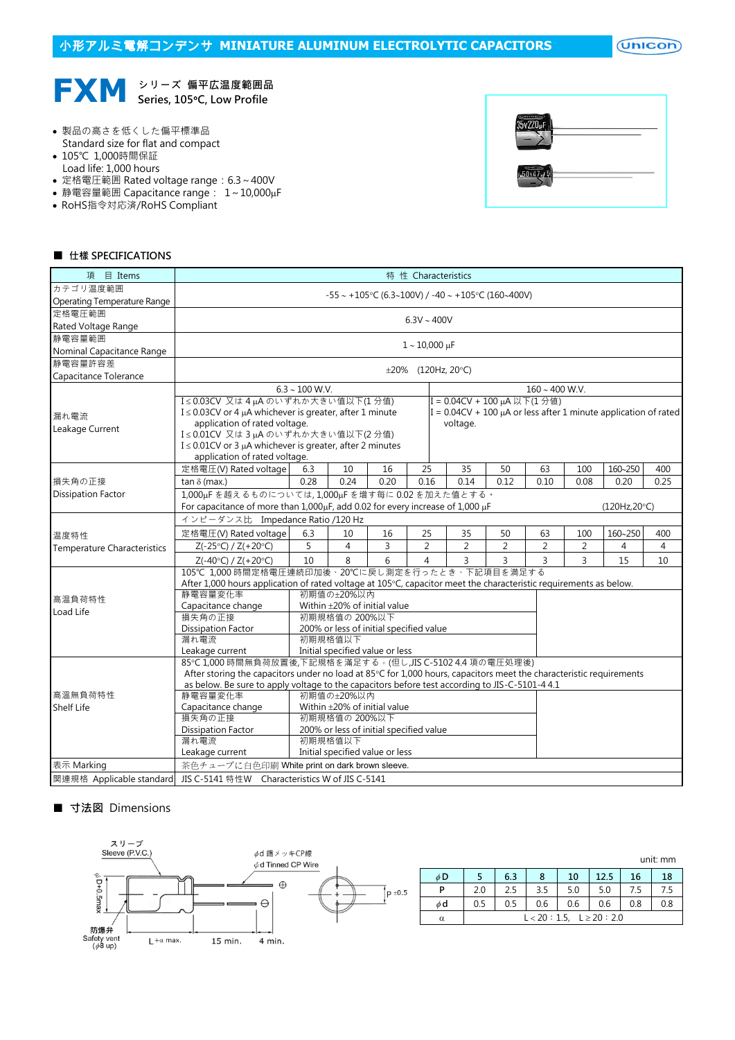# 小形アルミ電解コンデンサ MINIATURE ALUMINUM ELECTROLYTIC CAPACITORS

## FXM シリーズ 偏平広温度範囲品
Series, 105°C, Low Profile

- 製品の高さを低くした偏平標準品
  Standard size for flat and compact
- 105℃ 1,000時間保証
  Load life: 1,000 hours
- 定格電圧範囲 Rated voltage range：6.3～400V
- 静電容量範囲 Capacitance range： 1～10,000μF
- RoHS指令対応済/RoHS Compliant

## ■ 仕様 SPECIFICATIONS

| 項目 Items | 特性 Characteristics | | | | | | | | | |
|---|---|---|---|---|---|---|---|---|---|---|
| カテゴリ温度範囲 Operating Temperature Range | -55～+105°C (6.3~100V) / -40～+105°C (160~400V) | | | | | | | | | |
| 定格電圧範囲 Rated Voltage Range | 6.3V～400V | | | | | | | | | |
| 静電容量範囲 Nominal Capacitance Range | 1～10,000 μF | | | | | | | | | |
| 静電容量許容差 Capacitance Tolerance | ±20% (120Hz, 20°C) | | | | | | | | | |
| 漏れ電流 Leakage Current | 6.3～100 W.V. | | | | | 160～400 W.V. | | | | |
| | I≤0.03CV 又は 4 μA のいずれか大きい値以下(1 分値) I≤0.03CV or 4 μA whichever is greater, after 1 minute application of rated voltage. I≤0.01CV 又は 3 μA のいずれか大きい値以下(2 分値) I≤0.01CV or 3 μA whichever is greater, after 2 minutes application of rated voltage. | | | | | I = 0.04CV + 100 μA 以下(1 分値) I = 0.04CV + 100 μA or less after 1 minute application of rated voltage. | | | | |
| 損失角の正接 Dissipation Factor | 定格電圧(V) Rated voltage | 6.3 | 10 | 16 | 25 | 35 | 50 | 63 | 100 | 160~250 | 400 |
| | tan δ (max.) | 0.28 | 0.24 | 0.20 | 0.16 | 0.14 | 0.12 | 0.10 | 0.08 | 0.20 | 0.25 |
| | 1,000μF を越えるものについては, 1,000μF を増す毎に 0.02 を加えた値とする。 For capacitance of more than 1,000μF, add 0.02 for every increase of 1,000 μF (120Hz,20°C) | | | | | | | | | | |
| 温度特性 Temperature Characteristics | インピーダンス比 Impedance Ratio /120 Hz | | | | | | | | | | |
| | 定格電圧(V) Rated voltage | 6.3 | 10 | 16 | 25 | 35 | 50 | 63 | 100 | 160~250 | 400 |
| | Z(-25°C) / Z(+20°C) | 5 | 4 | 3 | 2 | 2 | 2 | 2 | 2 | 4 | 4 |
| | Z(-40°C) / Z(+20°C) | 10 | 8 | 6 | 4 | 3 | 3 | 3 | 3 | 15 | 10 |
| 高温負荷特性 Load Life | 105℃ 1,000 時間定格電圧連続印加後、20℃に戻し測定を行ったとき、下記項目を満足する After 1,000 hours application of rated voltage at 105°C, capacitor meet the characteristic requirements as below. | | | | | | | | | | |
| | 静電容量変化率 Capacitance change | 初期値の±20%以内 Within ±20% of initial value | | | | | | | | | |
| | 損失角の正接 Dissipation Factor | 初期規格値の 200%以下 200% or less of initial specified value | | | | | | | | | |
| | 漏れ電流 Leakage current | 初期規格値以下 Initial specified value or less | | | | | | | | | |
| 高温無負荷特性 Shelf Life | 85°C 1,000 時間無負荷放置後,下記規格を満足する。(但し,JIS C-5102 4.4 項の電圧処理後) After storing the capacitors under no load at 85°C for 1,000 hours, capacitors meet the characteristic requirements as below. Be sure to apply voltage to the capacitors before test according to JIS-C-5101-4 4.1 | | | | | | | | | | |
| | 静電容量変化率 Capacitance change | 初期値の±20%以内 Within ±20% of initial value | | | | | | | | | |
| | 損失角の正接 Dissipation Factor | 初期規格値の 200%以下 200% or less of initial specified value | | | | | | | | | |
| | 漏れ電流 Leakage current | 初期規格値以下 Initial specified value or less | | | | | | | | | |
| 表示 Marking | 茶色チューブに白色印刷 White print on dark brown sleeve. | | | | | | | | | | |
| 関連規格 Applicable standard | JIS C-5141 特性W Characteristics W of JIS C-5141 | | | | | | | | | | |

## ■ 寸法図 Dimensions

スリーブ Sleeve (P.V.C.)
φd 錫メッキCP線 φd Tinned CP Wire
φD+0.5max
防爆弁 Safety vent (φ8 up)
L+α max.　15 min.　4 min.
P ±0.5

unit: mm

| φD | 5 | 6.3 | 8 | 10 | 12.5 | 16 | 18 |
|---|---|---|---|---|---|---|---|
| P | 2.0 | 2.5 | 3.5 | 5.0 | 5.0 | 7.5 | 7.5 |
| φd | 0.5 | 0.5 | 0.6 | 0.6 | 0.6 | 0.8 | 0.8 |
| α | L＜20：1.5, L≥20：2.0 | | | | | | |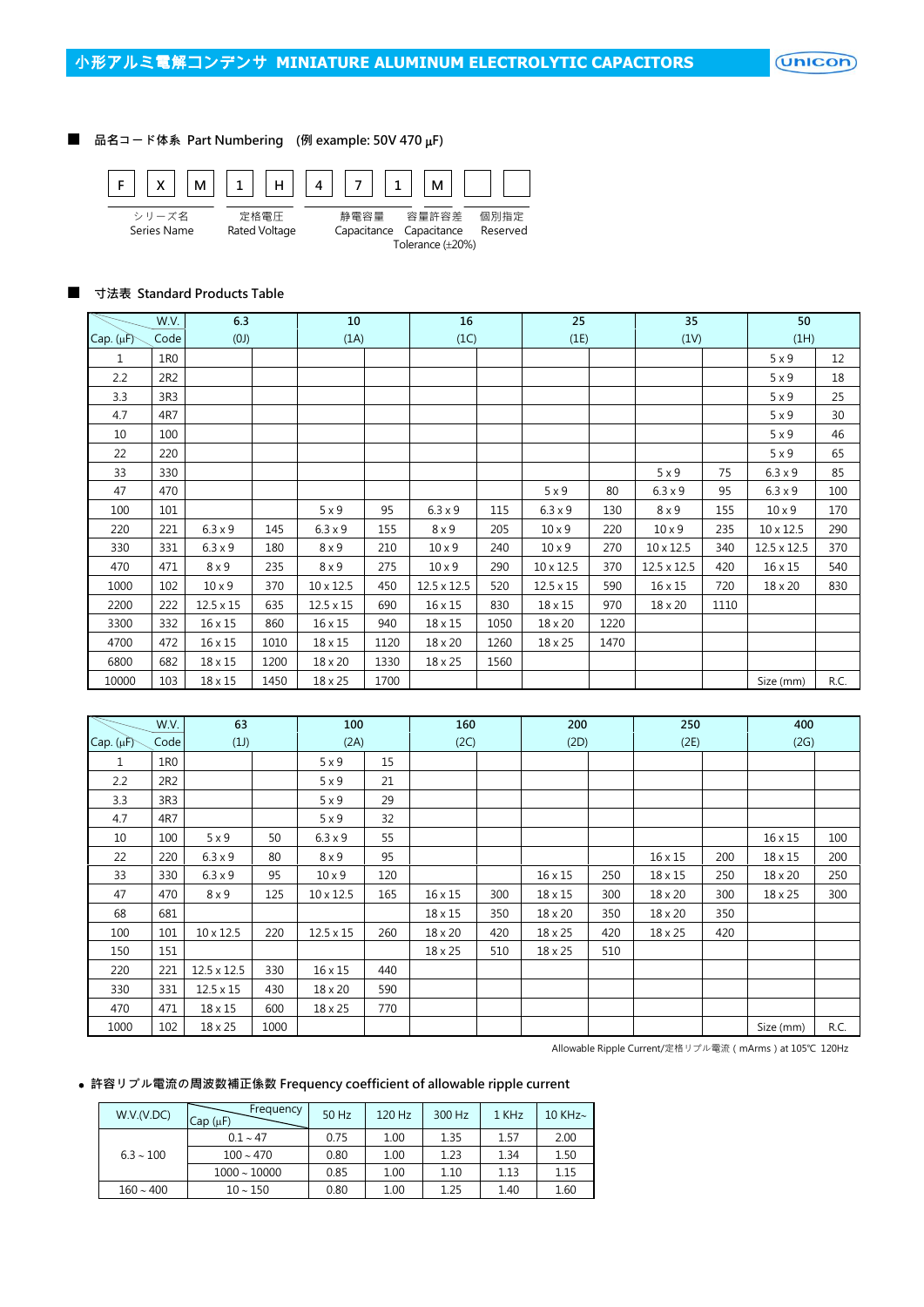## 小形アルミ電解コンデンサ MINIATURE ALUMINUM ELECTROLYTIC CAPACITORS

### ■ 品名コード体系 Part Numbering (例 example: 50V 470 μF)

| F | X | M | 1 | H | 4 | 7 | 1 | M | | |
|---|---|---|---|---|---|---|---|---|---|---|

- シリーズ名 Series Name: F X M
- 定格電圧 Rated Voltage: 1 H
- 静電容量 Capacitance: 4 7 1
- 容量許容差 Capacitance Tolerance (±20%): M
- 個別指定 Reserved

### ■ 寸法表 Standard Products Table

| Cap. (μF) / W.V. | Code | 6.3 (0J) | | 10 (1A) | | 16 (1C) | | 25 (1E) | | 35 (1V) | | 50 (1H) | |
|---|---|---|---|---|---|---|---|---|---|---|---|---|---|
| 1 | 1R0 | | | | | | | | | | | 5 x 9 | 12 |
| 2.2 | 2R2 | | | | | | | | | | | 5 x 9 | 18 |
| 3.3 | 3R3 | | | | | | | | | | | 5 x 9 | 25 |
| 4.7 | 4R7 | | | | | | | | | | | 5 x 9 | 30 |
| 10 | 100 | | | | | | | | | | | 5 x 9 | 46 |
| 22 | 220 | | | | | | | | | | | 5 x 9 | 65 |
| 33 | 330 | | | | | | | | | 5 x 9 | 75 | 6.3 x 9 | 85 |
| 47 | 470 | | | | | | | 5 x 9 | 80 | 6.3 x 9 | 95 | 6.3 x 9 | 100 |
| 100 | 101 | | | 5 x 9 | 95 | 6.3 x 9 | 115 | 6.3 x 9 | 130 | 8 x 9 | 155 | 10 x 9 | 170 |
| 220 | 221 | 6.3 x 9 | 145 | 6.3 x 9 | 155 | 8 x 9 | 205 | 10 x 9 | 220 | 10 x 9 | 235 | 10 x 12.5 | 290 |
| 330 | 331 | 6.3 x 9 | 180 | 8 x 9 | 210 | 10 x 9 | 240 | 10 x 9 | 270 | 10 x 12.5 | 340 | 12.5 x 12.5 | 370 |
| 470 | 471 | 8 x 9 | 235 | 8 x 9 | 275 | 10 x 9 | 290 | 10 x 12.5 | 370 | 12.5 x 12.5 | 420 | 16 x 15 | 540 |
| 1000 | 102 | 10 x 9 | 370 | 10 x 12.5 | 450 | 12.5 x 12.5 | 520 | 12.5 x 15 | 590 | 16 x 15 | 720 | 18 x 20 | 830 |
| 2200 | 222 | 12.5 x 15 | 635 | 12.5 x 15 | 690 | 16 x 15 | 830 | 18 x 15 | 970 | 18 x 20 | 1110 | | |
| 3300 | 332 | 16 x 15 | 860 | 16 x 15 | 940 | 18 x 15 | 1050 | 18 x 20 | 1220 | | | | |
| 4700 | 472 | 16 x 15 | 1010 | 18 x 15 | 1120 | 18 x 20 | 1260 | 18 x 25 | 1470 | | | | |
| 6800 | 682 | 18 x 15 | 1200 | 18 x 20 | 1330 | 18 x 25 | 1560 | | | | | | |
| 10000 | 103 | 18 x 15 | 1450 | 18 x 25 | 1700 | | | | | | | Size (mm) | R.C. |

| Cap. (μF) / W.V. | Code | 63 (1J) | | 100 (2A) | | 160 (2C) | | 200 (2D) | | 250 (2E) | | 400 (2G) | |
|---|---|---|---|---|---|---|---|---|---|---|---|---|---|
| 1 | 1R0 | | | 5 x 9 | 15 | | | | | | | | |
| 2.2 | 2R2 | | | 5 x 9 | 21 | | | | | | | | |
| 3.3 | 3R3 | | | 5 x 9 | 29 | | | | | | | | |
| 4.7 | 4R7 | | | 5 x 9 | 32 | | | | | | | | |
| 10 | 100 | 5 x 9 | 50 | 6.3 x 9 | 55 | | | | | | | 16 x 15 | 100 |
| 22 | 220 | 6.3 x 9 | 80 | 8 x 9 | 95 | | | | | 16 x 15 | 200 | 18 x 15 | 200 |
| 33 | 330 | 6.3 x 9 | 95 | 10 x 9 | 120 | | | 16 x 15 | 250 | 18 x 15 | 250 | 18 x 20 | 250 |
| 47 | 470 | 8 x 9 | 125 | 10 x 12.5 | 165 | 16 x 15 | 300 | 18 x 15 | 300 | 18 x 20 | 300 | 18 x 25 | 300 |
| 68 | 681 | | | | | 18 x 15 | 350 | 18 x 20 | 350 | 18 x 20 | 350 | | |
| 100 | 101 | 10 x 12.5 | 220 | 12.5 x 15 | 260 | 18 x 20 | 420 | 18 x 25 | 420 | 18 x 25 | 420 | | |
| 150 | 151 | | | | | 18 x 25 | 510 | 18 x 25 | 510 | | | | |
| 220 | 221 | 12.5 x 12.5 | 330 | 16 x 15 | 440 | | | | | | | | |
| 330 | 331 | 12.5 x 15 | 430 | 18 x 20 | 590 | | | | | | | | |
| 470 | 471 | 18 x 15 | 600 | 18 x 25 | 770 | | | | | | | | |
| 1000 | 102 | 18 x 25 | 1000 | | | | | | | | | Size (mm) | R.C. |

Allowable Ripple Current/定格リプル電流 ( mArms ) at 105℃ 120Hz

- 許容リプル電流の周波数補正係数 Frequency coefficient of allowable ripple current

| W.V.(V.DC) | Cap (μF) / Frequency | 50 Hz | 120 Hz | 300 Hz | 1 KHz | 10 KHz~ |
|---|---|---|---|---|---|---|
| 6.3 ~ 100 | 0.1 ~ 47 | 0.75 | 1.00 | 1.35 | 1.57 | 2.00 |
| | 100 ~ 470 | 0.80 | 1.00 | 1.23 | 1.34 | 1.50 |
| | 1000 ~ 10000 | 0.85 | 1.00 | 1.10 | 1.13 | 1.15 |
| 160 ~ 400 | 10 ~ 150 | 0.80 | 1.00 | 1.25 | 1.40 | 1.60 |